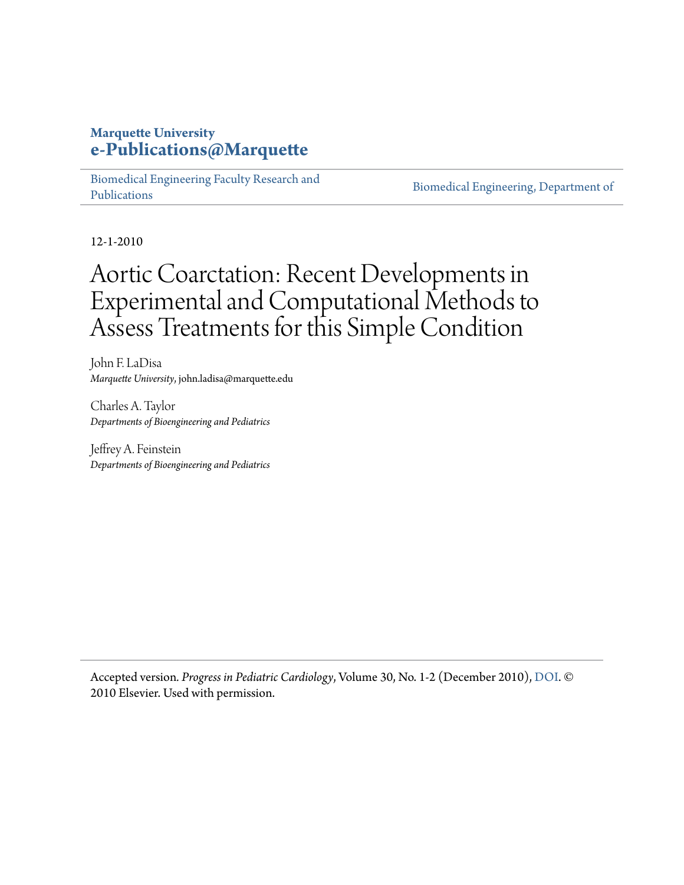**Marquette University**
**e-Publications@Marquette**

Biomedical Engineering Faculty Research and Publications | Biomedical Engineering, Department of

12-1-2010

# Aortic Coarctation: Recent Developments in Experimental and Computational Methods to Assess Treatments for this Simple Condition

John F. LaDisa
*Marquette University*, john.ladisa@marquette.edu

Charles A. Taylor
*Departments of Bioengineering and Pediatrics*

Jeffrey A. Feinstein
*Departments of Bioengineering and Pediatrics*

Accepted version. *Progress in Pediatric Cardiology*, Volume 30, No. 1-2 (December 2010), DOI. © 2010 Elsevier. Used with permission.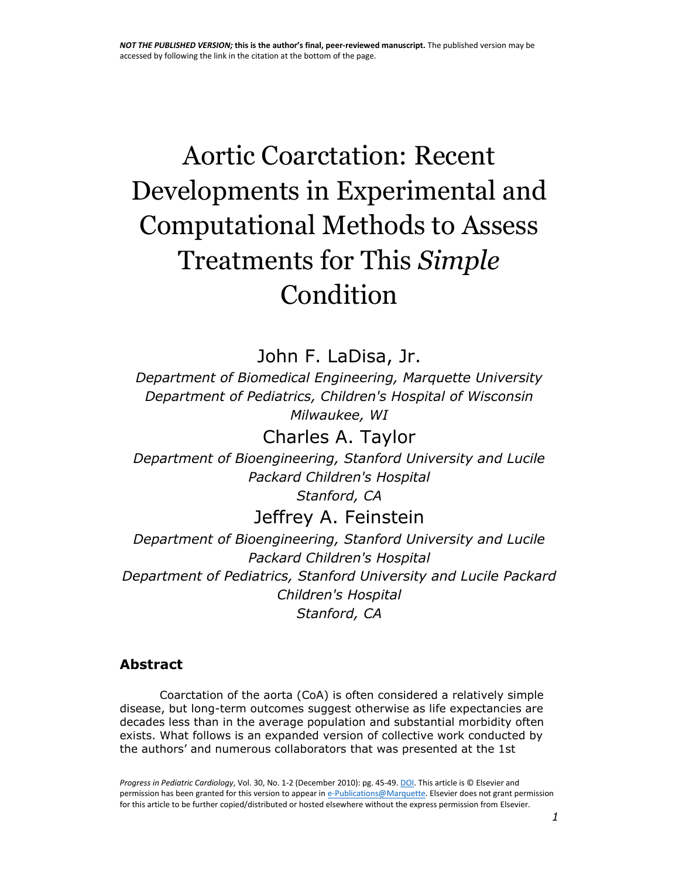# Aortic Coarctation: Recent Developments in Experimental and Computational Methods to Assess Treatments for This *Simple* Condition

John F. LaDisa, Jr.

*Department of Biomedical Engineering, Marquette University*
*Department of Pediatrics, Children's Hospital of Wisconsin*
*Milwaukee, WI*

Charles A. Taylor

*Department of Bioengineering, Stanford University and Lucile Packard Children's Hospital*
*Stanford, CA*

Jeffrey A. Feinstein

*Department of Bioengineering, Stanford University and Lucile Packard Children's Hospital*
*Department of Pediatrics, Stanford University and Lucile Packard Children's Hospital*
*Stanford, CA*

## Abstract

Coarctation of the aorta (CoA) is often considered a relatively simple disease, but long-term outcomes suggest otherwise as life expectancies are decades less than in the average population and substantial morbidity often exists. What follows is an expanded version of collective work conducted by the authors' and numerous collaborators that was presented at the 1st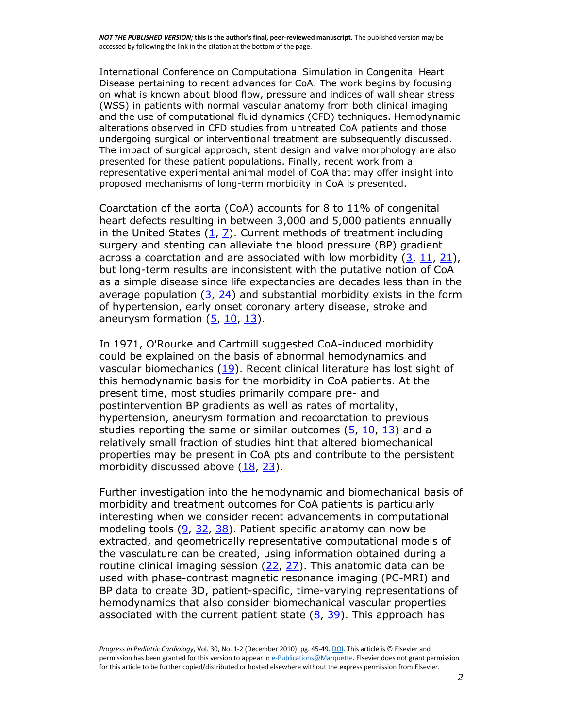International Conference on Computational Simulation in Congenital Heart Disease pertaining to recent advances for CoA. The work begins by focusing on what is known about blood flow, pressure and indices of wall shear stress (WSS) in patients with normal vascular anatomy from both clinical imaging and the use of computational fluid dynamics (CFD) techniques. Hemodynamic alterations observed in CFD studies from untreated CoA patients and those undergoing surgical or interventional treatment are subsequently discussed. The impact of surgical approach, stent design and valve morphology are also presented for these patient populations. Finally, recent work from a representative experimental animal model of CoA that may offer insight into proposed mechanisms of long-term morbidity in CoA is presented.

Coarctation of the aorta (CoA) accounts for 8 to 11% of congenital heart defects resulting in between 3,000 and 5,000 patients annually in the United States (1, 7). Current methods of treatment including surgery and stenting can alleviate the blood pressure (BP) gradient across a coarctation and are associated with low morbidity (3, 11, 21), but long-term results are inconsistent with the putative notion of CoA as a simple disease since life expectancies are decades less than in the average population (3, 24) and substantial morbidity exists in the form of hypertension, early onset coronary artery disease, stroke and aneurysm formation (5, 10, 13).

In 1971, O'Rourke and Cartmill suggested CoA-induced morbidity could be explained on the basis of abnormal hemodynamics and vascular biomechanics (19). Recent clinical literature has lost sight of this hemodynamic basis for the morbidity in CoA patients. At the present time, most studies primarily compare pre- and postintervention BP gradients as well as rates of mortality, hypertension, aneurysm formation and recoarctation to previous studies reporting the same or similar outcomes (5, 10, 13) and a relatively small fraction of studies hint that altered biomechanical properties may be present in CoA pts and contribute to the persistent morbidity discussed above (18, 23).

Further investigation into the hemodynamic and biomechanical basis of morbidity and treatment outcomes for CoA patients is particularly interesting when we consider recent advancements in computational modeling tools (9, 32, 38). Patient specific anatomy can now be extracted, and geometrically representative computational models of the vasculature can be created, using information obtained during a routine clinical imaging session (22, 27). This anatomic data can be used with phase-contrast magnetic resonance imaging (PC-MRI) and BP data to create 3D, patient-specific, time-varying representations of hemodynamics that also consider biomechanical vascular properties associated with the current patient state (8, 39). This approach has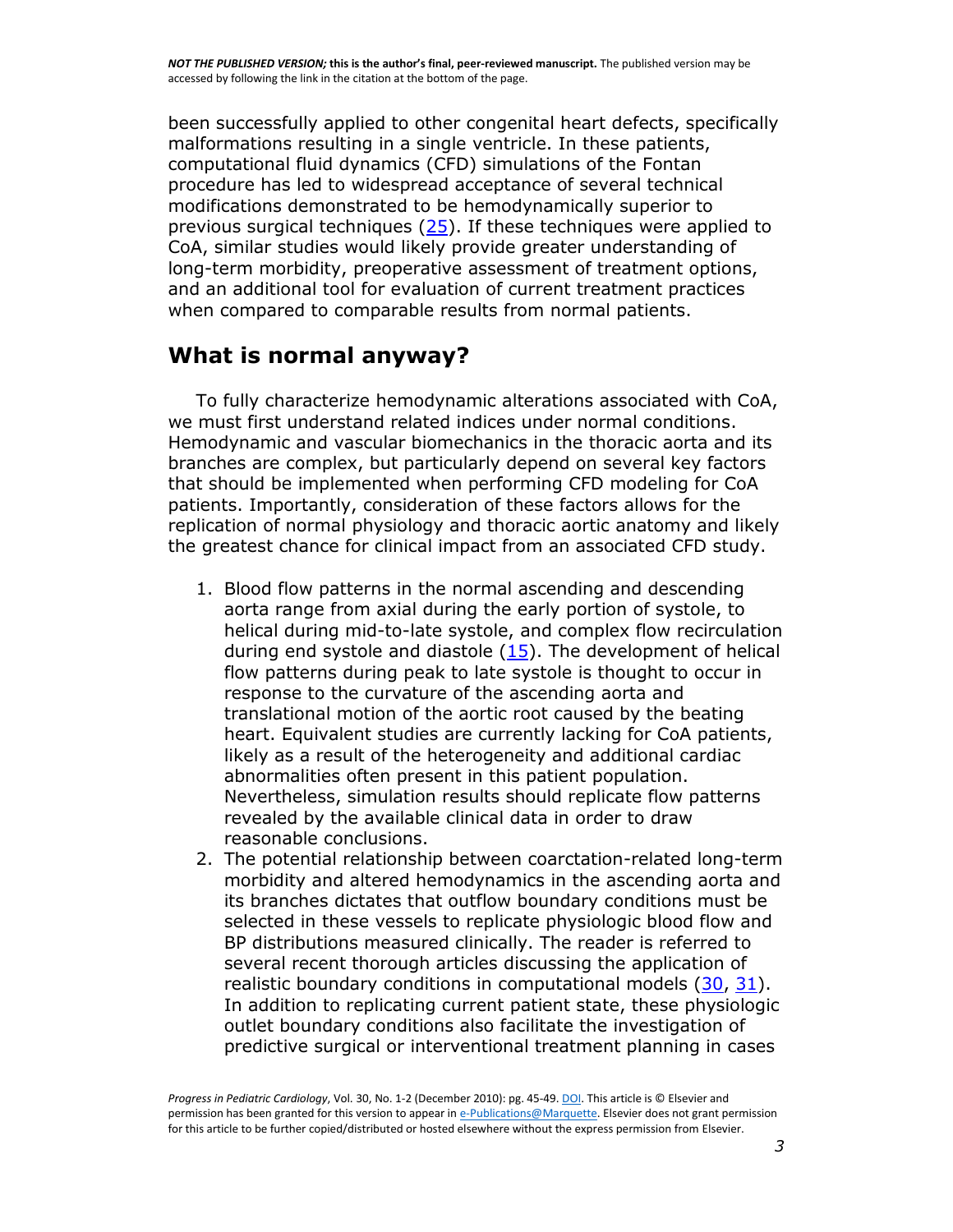been successfully applied to other congenital heart defects, specifically malformations resulting in a single ventricle. In these patients, computational fluid dynamics (CFD) simulations of the Fontan procedure has led to widespread acceptance of several technical modifications demonstrated to be hemodynamically superior to previous surgical techniques (25). If these techniques were applied to CoA, similar studies would likely provide greater understanding of long-term morbidity, preoperative assessment of treatment options, and an additional tool for evaluation of current treatment practices when compared to comparable results from normal patients.

## What is normal anyway?

To fully characterize hemodynamic alterations associated with CoA, we must first understand related indices under normal conditions. Hemodynamic and vascular biomechanics in the thoracic aorta and its branches are complex, but particularly depend on several key factors that should be implemented when performing CFD modeling for CoA patients. Importantly, consideration of these factors allows for the replication of normal physiology and thoracic aortic anatomy and likely the greatest chance for clinical impact from an associated CFD study.

1. Blood flow patterns in the normal ascending and descending aorta range from axial during the early portion of systole, to helical during mid-to-late systole, and complex flow recirculation during end systole and diastole (15). The development of helical flow patterns during peak to late systole is thought to occur in response to the curvature of the ascending aorta and translational motion of the aortic root caused by the beating heart. Equivalent studies are currently lacking for CoA patients, likely as a result of the heterogeneity and additional cardiac abnormalities often present in this patient population. Nevertheless, simulation results should replicate flow patterns revealed by the available clinical data in order to draw reasonable conclusions.
2. The potential relationship between coarctation-related long-term morbidity and altered hemodynamics in the ascending aorta and its branches dictates that outflow boundary conditions must be selected in these vessels to replicate physiologic blood flow and BP distributions measured clinically. The reader is referred to several recent thorough articles discussing the application of realistic boundary conditions in computational models (30, 31). In addition to replicating current patient state, these physiologic outlet boundary conditions also facilitate the investigation of predictive surgical or interventional treatment planning in cases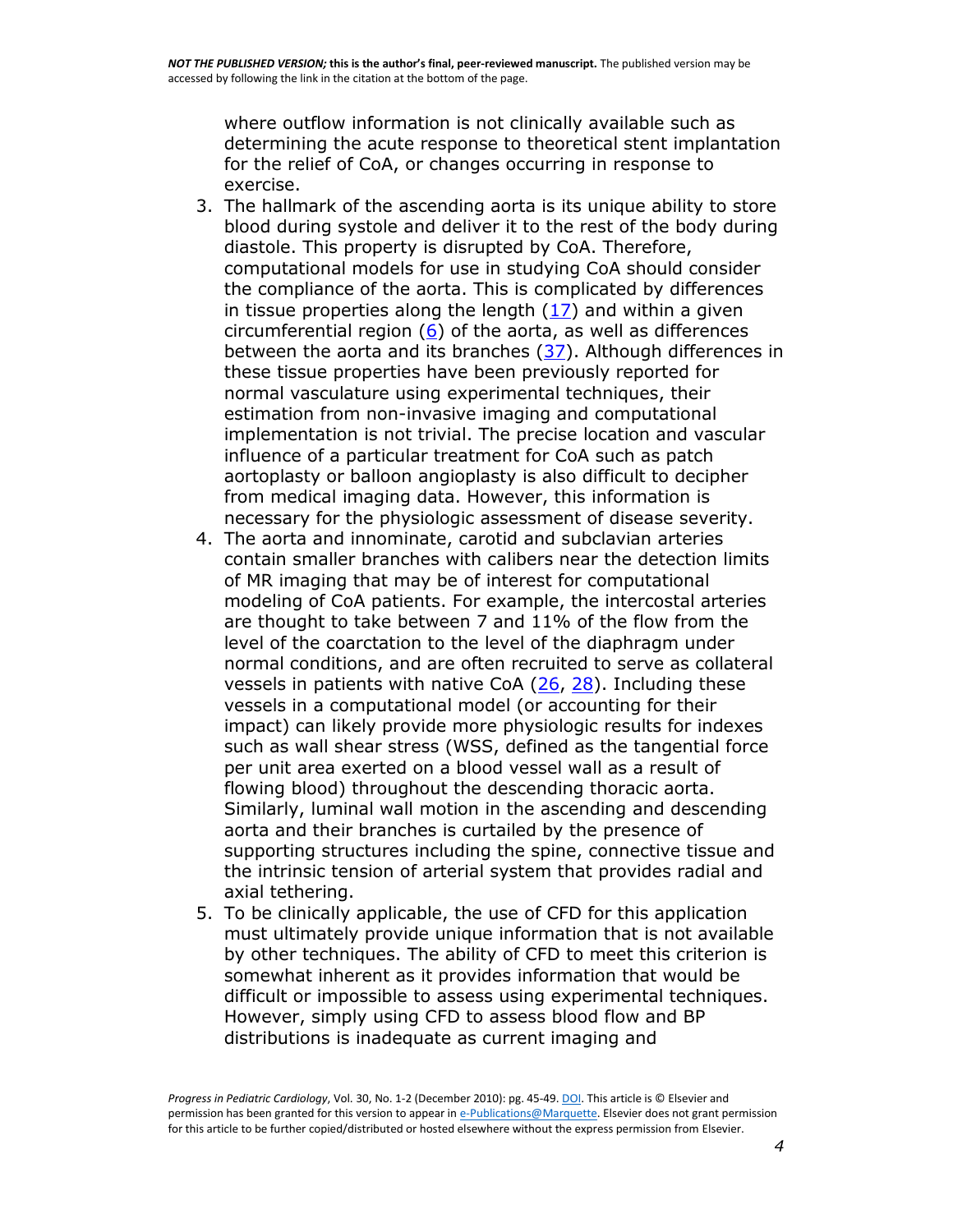where outflow information is not clinically available such as determining the acute response to theoretical stent implantation for the relief of CoA, or changes occurring in response to exercise.

3. The hallmark of the ascending aorta is its unique ability to store blood during systole and deliver it to the rest of the body during diastole. This property is disrupted by CoA. Therefore, computational models for use in studying CoA should consider the compliance of the aorta. This is complicated by differences in tissue properties along the length (17) and within a given circumferential region (6) of the aorta, as well as differences between the aorta and its branches (37). Although differences in these tissue properties have been previously reported for normal vasculature using experimental techniques, their estimation from non-invasive imaging and computational implementation is not trivial. The precise location and vascular influence of a particular treatment for CoA such as patch aortoplasty or balloon angioplasty is also difficult to decipher from medical imaging data. However, this information is necessary for the physiologic assessment of disease severity.
4. The aorta and innominate, carotid and subclavian arteries contain smaller branches with calibers near the detection limits of MR imaging that may be of interest for computational modeling of CoA patients. For example, the intercostal arteries are thought to take between 7 and 11% of the flow from the level of the coarctation to the level of the diaphragm under normal conditions, and are often recruited to serve as collateral vessels in patients with native CoA (26, 28). Including these vessels in a computational model (or accounting for their impact) can likely provide more physiologic results for indexes such as wall shear stress (WSS, defined as the tangential force per unit area exerted on a blood vessel wall as a result of flowing blood) throughout the descending thoracic aorta. Similarly, luminal wall motion in the ascending and descending aorta and their branches is curtailed by the presence of supporting structures including the spine, connective tissue and the intrinsic tension of arterial system that provides radial and axial tethering.
5. To be clinically applicable, the use of CFD for this application must ultimately provide unique information that is not available by other techniques. The ability of CFD to meet this criterion is somewhat inherent as it provides information that would be difficult or impossible to assess using experimental techniques. However, simply using CFD to assess blood flow and BP distributions is inadequate as current imaging and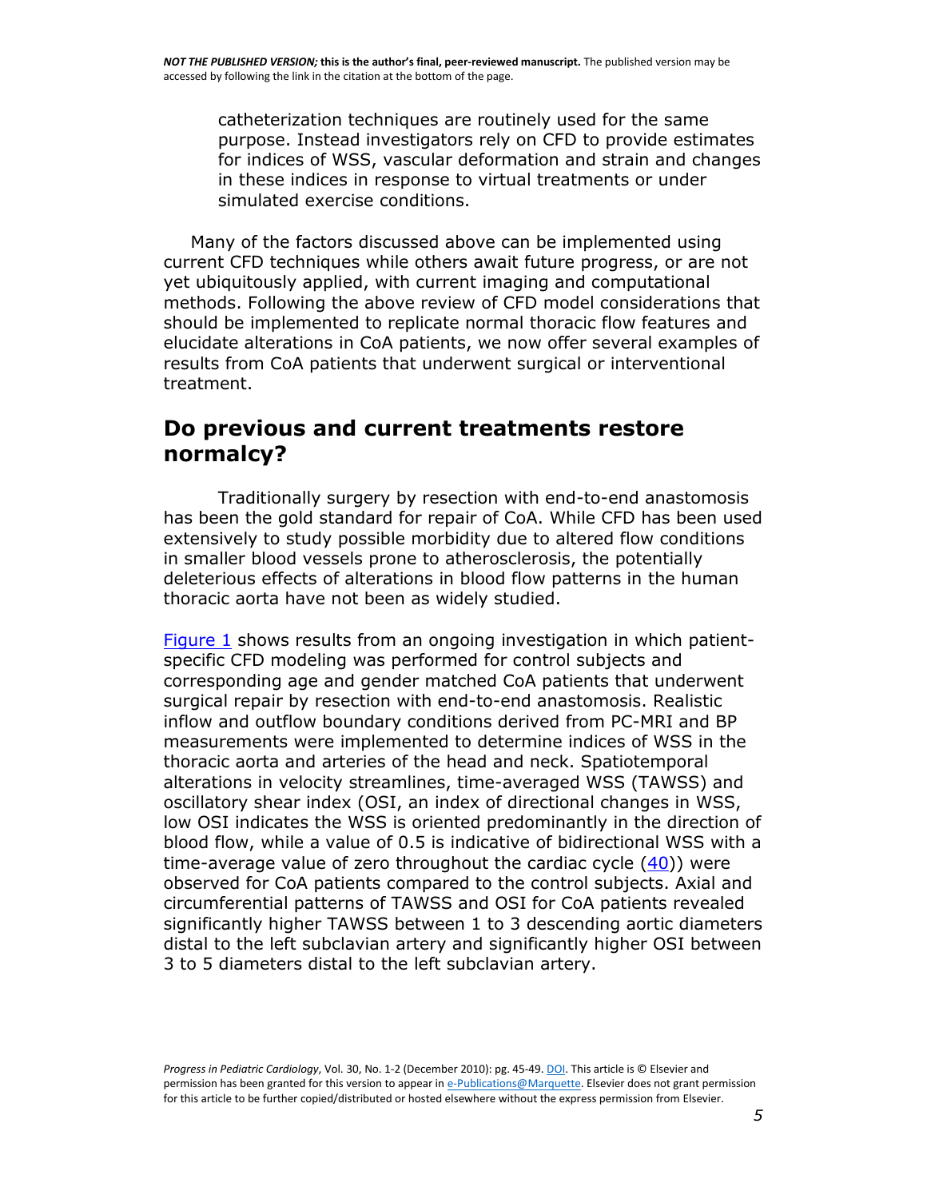catheterization techniques are routinely used for the same purpose. Instead investigators rely on CFD to provide estimates for indices of WSS, vascular deformation and strain and changes in these indices in response to virtual treatments or under simulated exercise conditions.

Many of the factors discussed above can be implemented using current CFD techniques while others await future progress, or are not yet ubiquitously applied, with current imaging and computational methods. Following the above review of CFD model considerations that should be implemented to replicate normal thoracic flow features and elucidate alterations in CoA patients, we now offer several examples of results from CoA patients that underwent surgical or interventional treatment.

## Do previous and current treatments restore normalcy?

Traditionally surgery by resection with end-to-end anastomosis has been the gold standard for repair of CoA. While CFD has been used extensively to study possible morbidity due to altered flow conditions in smaller blood vessels prone to atherosclerosis, the potentially deleterious effects of alterations in blood flow patterns in the human thoracic aorta have not been as widely studied.

Figure 1 shows results from an ongoing investigation in which patient-specific CFD modeling was performed for control subjects and corresponding age and gender matched CoA patients that underwent surgical repair by resection with end-to-end anastomosis. Realistic inflow and outflow boundary conditions derived from PC-MRI and BP measurements were implemented to determine indices of WSS in the thoracic aorta and arteries of the head and neck. Spatiotemporal alterations in velocity streamlines, time-averaged WSS (TAWSS) and oscillatory shear index (OSI, an index of directional changes in WSS, low OSI indicates the WSS is oriented predominantly in the direction of blood flow, while a value of 0.5 is indicative of bidirectional WSS with a time-average value of zero throughout the cardiac cycle (40)) were observed for CoA patients compared to the control subjects. Axial and circumferential patterns of TAWSS and OSI for CoA patients revealed significantly higher TAWSS between 1 to 3 descending aortic diameters distal to the left subclavian artery and significantly higher OSI between 3 to 5 diameters distal to the left subclavian artery.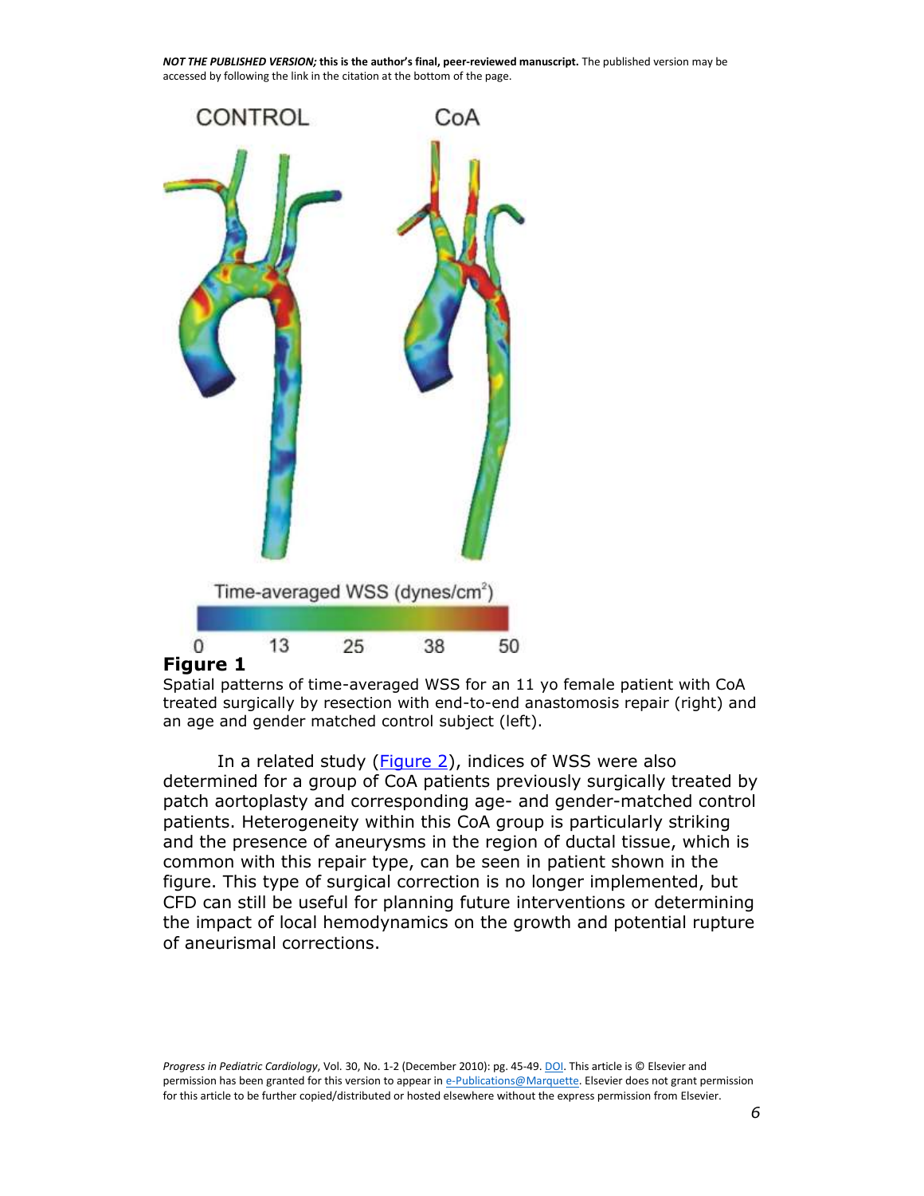**Figure 1**

Spatial patterns of time-averaged WSS for an 11 yo female patient with CoA treated surgically by resection with end-to-end anastomosis repair (right) and an age and gender matched control subject (left).

In a related study (Figure 2), indices of WSS were also determined for a group of CoA patients previously surgically treated by patch aortoplasty and corresponding age- and gender-matched control patients. Heterogeneity within this CoA group is particularly striking and the presence of aneurysms in the region of ductal tissue, which is common with this repair type, can be seen in patient shown in the figure. This type of surgical correction is no longer implemented, but CFD can still be useful for planning future interventions or determining the impact of local hemodynamics on the growth and potential rupture of aneurismal corrections.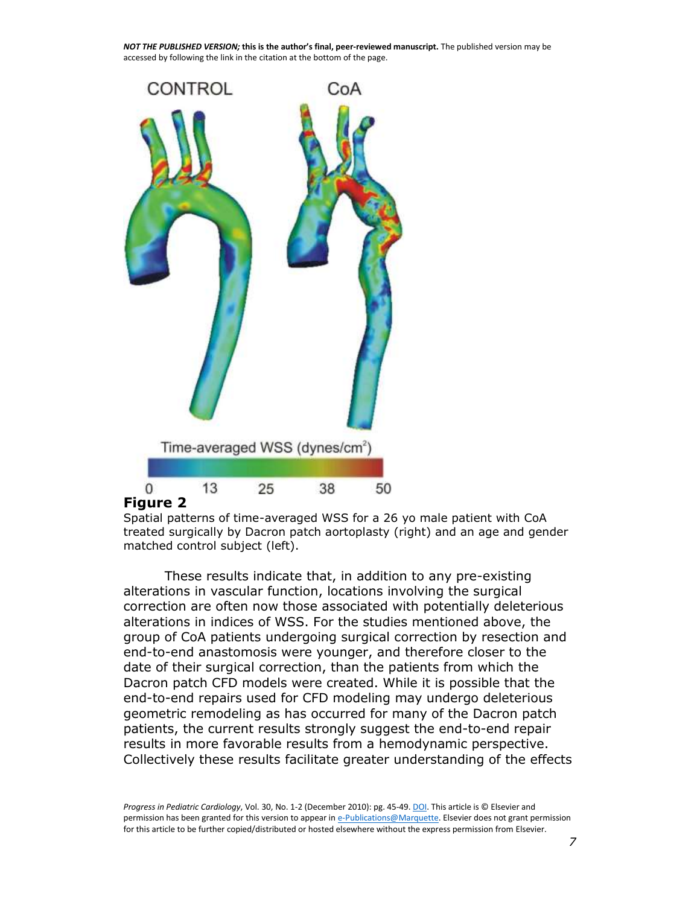**Figure 2**

Spatial patterns of time-averaged WSS for a 26 yo male patient with CoA treated surgically by Dacron patch aortoplasty (right) and an age and gender matched control subject (left).

These results indicate that, in addition to any pre-existing alterations in vascular function, locations involving the surgical correction are often now those associated with potentially deleterious alterations in indices of WSS. For the studies mentioned above, the group of CoA patients undergoing surgical correction by resection and end-to-end anastomosis were younger, and therefore closer to the date of their surgical correction, than the patients from which the Dacron patch CFD models were created. While it is possible that the end-to-end repairs used for CFD modeling may undergo deleterious geometric remodeling as has occurred for many of the Dacron patch patients, the current results strongly suggest the end-to-end repair results in more favorable results from a hemodynamic perspective. Collectively these results facilitate greater understanding of the effects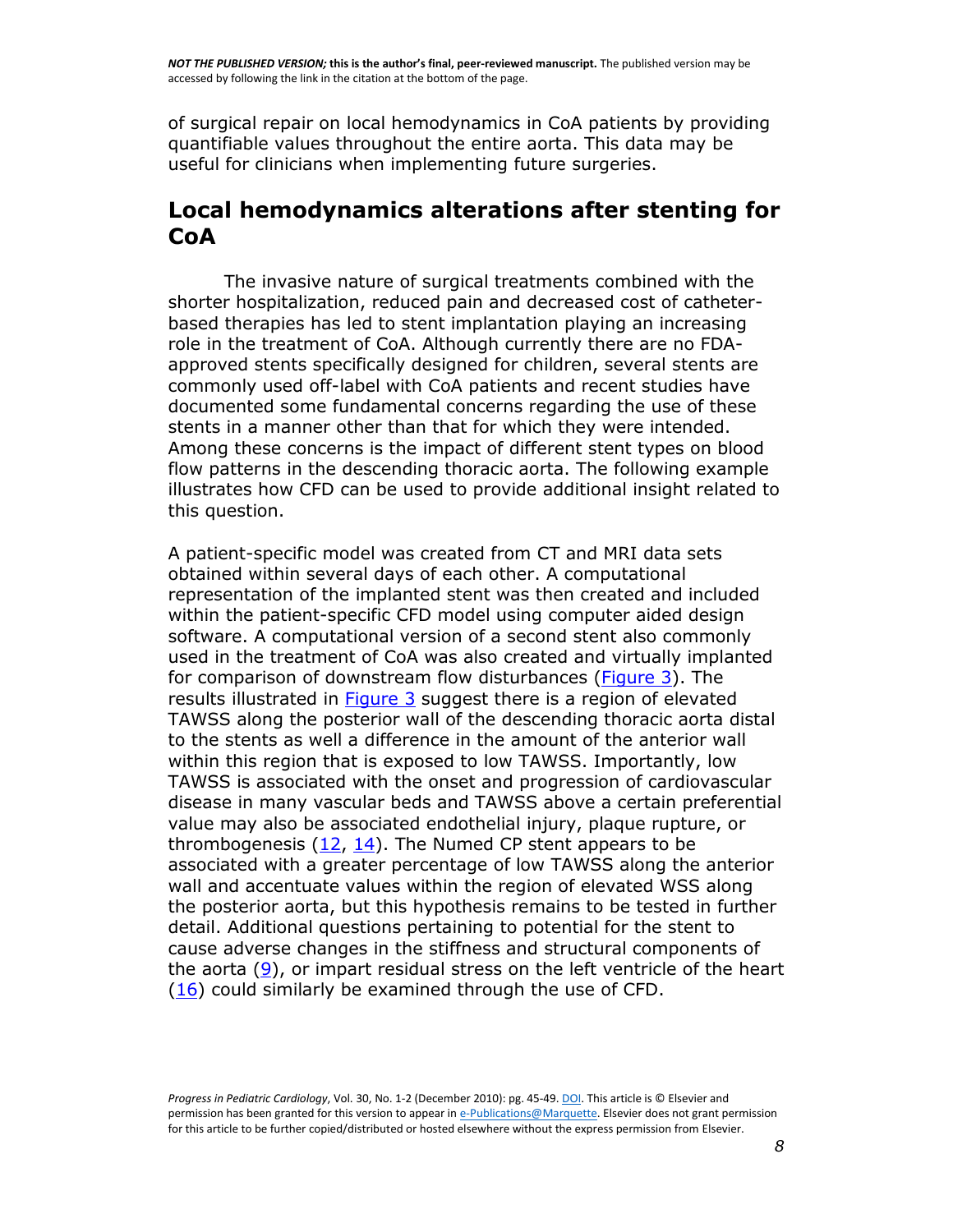of surgical repair on local hemodynamics in CoA patients by providing quantifiable values throughout the entire aorta. This data may be useful for clinicians when implementing future surgeries.

## Local hemodynamics alterations after stenting for CoA

The invasive nature of surgical treatments combined with the shorter hospitalization, reduced pain and decreased cost of catheter-based therapies has led to stent implantation playing an increasing role in the treatment of CoA. Although currently there are no FDA-approved stents specifically designed for children, several stents are commonly used off-label with CoA patients and recent studies have documented some fundamental concerns regarding the use of these stents in a manner other than that for which they were intended. Among these concerns is the impact of different stent types on blood flow patterns in the descending thoracic aorta. The following example illustrates how CFD can be used to provide additional insight related to this question.

A patient-specific model was created from CT and MRI data sets obtained within several days of each other. A computational representation of the implanted stent was then created and included within the patient-specific CFD model using computer aided design software. A computational version of a second stent also commonly used in the treatment of CoA was also created and virtually implanted for comparison of downstream flow disturbances (Figure 3). The results illustrated in Figure 3 suggest there is a region of elevated TAWSS along the posterior wall of the descending thoracic aorta distal to the stents as well a difference in the amount of the anterior wall within this region that is exposed to low TAWSS. Importantly, low TAWSS is associated with the onset and progression of cardiovascular disease in many vascular beds and TAWSS above a certain preferential value may also be associated endothelial injury, plaque rupture, or thrombogenesis (12, 14). The Numed CP stent appears to be associated with a greater percentage of low TAWSS along the anterior wall and accentuate values within the region of elevated WSS along the posterior aorta, but this hypothesis remains to be tested in further detail. Additional questions pertaining to potential for the stent to cause adverse changes in the stiffness and structural components of the aorta (9), or impart residual stress on the left ventricle of the heart (16) could similarly be examined through the use of CFD.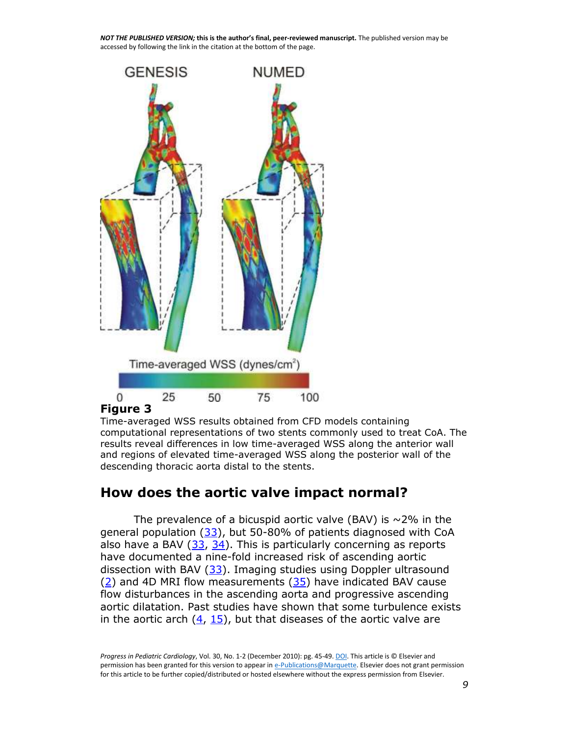**Figure 3**

Time-averaged WSS results obtained from CFD models containing computational representations of two stents commonly used to treat CoA. The results reveal differences in low time-averaged WSS along the anterior wall and regions of elevated time-averaged WSS along the posterior wall of the descending thoracic aorta distal to the stents.

## How does the aortic valve impact normal?

The prevalence of a bicuspid aortic valve (BAV) is ~2% in the general population (33), but 50-80% of patients diagnosed with CoA also have a BAV (33, 34). This is particularly concerning as reports have documented a nine-fold increased risk of ascending aortic dissection with BAV (33). Imaging studies using Doppler ultrasound (2) and 4D MRI flow measurements (35) have indicated BAV cause flow disturbances in the ascending aorta and progressive ascending aortic dilatation. Past studies have shown that some turbulence exists in the aortic arch (4, 15), but that diseases of the aortic valve are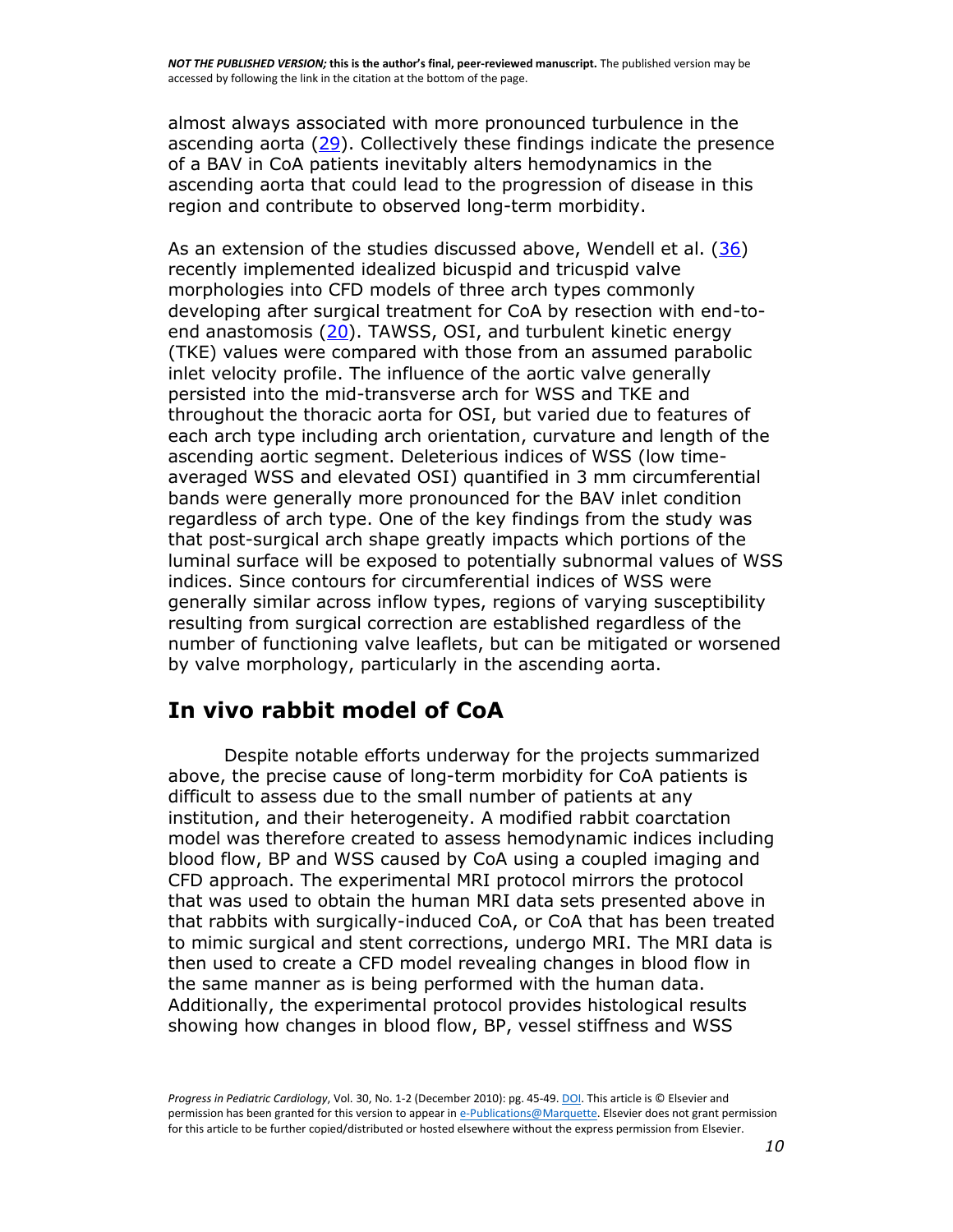almost always associated with more pronounced turbulence in the ascending aorta (29). Collectively these findings indicate the presence of a BAV in CoA patients inevitably alters hemodynamics in the ascending aorta that could lead to the progression of disease in this region and contribute to observed long-term morbidity.

As an extension of the studies discussed above, Wendell et al. (36) recently implemented idealized bicuspid and tricuspid valve morphologies into CFD models of three arch types commonly developing after surgical treatment for CoA by resection with end-to-end anastomosis (20). TAWSS, OSI, and turbulent kinetic energy (TKE) values were compared with those from an assumed parabolic inlet velocity profile. The influence of the aortic valve generally persisted into the mid-transverse arch for WSS and TKE and throughout the thoracic aorta for OSI, but varied due to features of each arch type including arch orientation, curvature and length of the ascending aortic segment. Deleterious indices of WSS (low time-averaged WSS and elevated OSI) quantified in 3 mm circumferential bands were generally more pronounced for the BAV inlet condition regardless of arch type. One of the key findings from the study was that post-surgical arch shape greatly impacts which portions of the luminal surface will be exposed to potentially subnormal values of WSS indices. Since contours for circumferential indices of WSS were generally similar across inflow types, regions of varying susceptibility resulting from surgical correction are established regardless of the number of functioning valve leaflets, but can be mitigated or worsened by valve morphology, particularly in the ascending aorta.

## In vivo rabbit model of CoA

Despite notable efforts underway for the projects summarized above, the precise cause of long-term morbidity for CoA patients is difficult to assess due to the small number of patients at any institution, and their heterogeneity. A modified rabbit coarctation model was therefore created to assess hemodynamic indices including blood flow, BP and WSS caused by CoA using a coupled imaging and CFD approach. The experimental MRI protocol mirrors the protocol that was used to obtain the human MRI data sets presented above in that rabbits with surgically-induced CoA, or CoA that has been treated to mimic surgical and stent corrections, undergo MRI. The MRI data is then used to create a CFD model revealing changes in blood flow in the same manner as is being performed with the human data. Additionally, the experimental protocol provides histological results showing how changes in blood flow, BP, vessel stiffness and WSS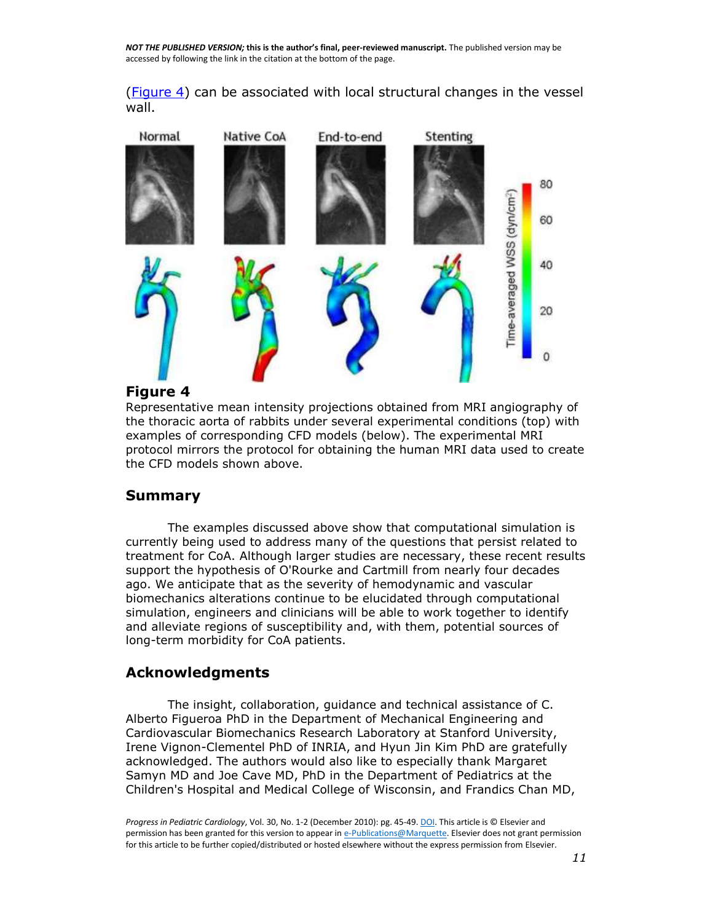(Figure 4) can be associated with local structural changes in the vessel wall.

## Figure 4

Representative mean intensity projections obtained from MRI angiography of the thoracic aorta of rabbits under several experimental conditions (top) with examples of corresponding CFD models (below). The experimental MRI protocol mirrors the protocol for obtaining the human MRI data used to create the CFD models shown above.

## Summary

The examples discussed above show that computational simulation is currently being used to address many of the questions that persist related to treatment for CoA. Although larger studies are necessary, these recent results support the hypothesis of O'Rourke and Cartmill from nearly four decades ago. We anticipate that as the severity of hemodynamic and vascular biomechanics alterations continue to be elucidated through computational simulation, engineers and clinicians will be able to work together to identify and alleviate regions of susceptibility and, with them, potential sources of long-term morbidity for CoA patients.

## Acknowledgments

The insight, collaboration, guidance and technical assistance of C. Alberto Figueroa PhD in the Department of Mechanical Engineering and Cardiovascular Biomechanics Research Laboratory at Stanford University, Irene Vignon-Clementel PhD of INRIA, and Hyun Jin Kim PhD are gratefully acknowledged. The authors would also like to especially thank Margaret Samyn MD and Joe Cave MD, PhD in the Department of Pediatrics at the Children's Hospital and Medical College of Wisconsin, and Frandics Chan MD,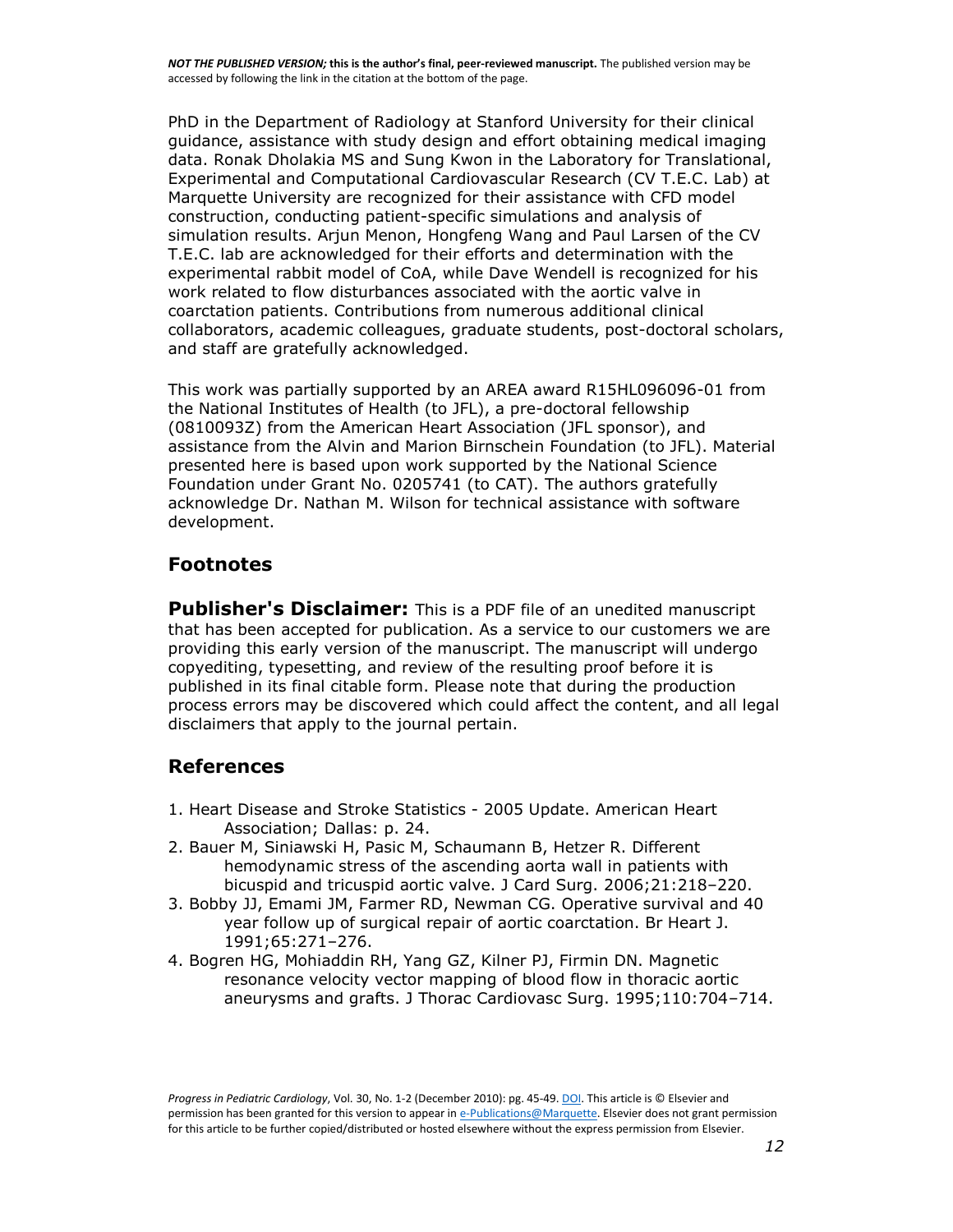PhD in the Department of Radiology at Stanford University for their clinical guidance, assistance with study design and effort obtaining medical imaging data. Ronak Dholakia MS and Sung Kwon in the Laboratory for Translational, Experimental and Computational Cardiovascular Research (CV T.E.C. Lab) at Marquette University are recognized for their assistance with CFD model construction, conducting patient-specific simulations and analysis of simulation results. Arjun Menon, Hongfeng Wang and Paul Larsen of the CV T.E.C. lab are acknowledged for their efforts and determination with the experimental rabbit model of CoA, while Dave Wendell is recognized for his work related to flow disturbances associated with the aortic valve in coarctation patients. Contributions from numerous additional clinical collaborators, academic colleagues, graduate students, post-doctoral scholars, and staff are gratefully acknowledged.

This work was partially supported by an AREA award R15HL096096-01 from the National Institutes of Health (to JFL), a pre-doctoral fellowship (0810093Z) from the American Heart Association (JFL sponsor), and assistance from the Alvin and Marion Birnschein Foundation (to JFL). Material presented here is based upon work supported by the National Science Foundation under Grant No. 0205741 (to CAT). The authors gratefully acknowledge Dr. Nathan M. Wilson for technical assistance with software development.

## Footnotes

**Publisher's Disclaimer:** This is a PDF file of an unedited manuscript that has been accepted for publication. As a service to our customers we are providing this early version of the manuscript. The manuscript will undergo copyediting, typesetting, and review of the resulting proof before it is published in its final citable form. Please note that during the production process errors may be discovered which could affect the content, and all legal disclaimers that apply to the journal pertain.

## References

1. Heart Disease and Stroke Statistics - 2005 Update. American Heart Association; Dallas: p. 24.
2. Bauer M, Siniawski H, Pasic M, Schaumann B, Hetzer R. Different hemodynamic stress of the ascending aorta wall in patients with bicuspid and tricuspid aortic valve. J Card Surg. 2006;21:218–220.
3. Bobby JJ, Emami JM, Farmer RD, Newman CG. Operative survival and 40 year follow up of surgical repair of aortic coarctation. Br Heart J. 1991;65:271–276.
4. Bogren HG, Mohiaddin RH, Yang GZ, Kilner PJ, Firmin DN. Magnetic resonance velocity vector mapping of blood flow in thoracic aortic aneurysms and grafts. J Thorac Cardiovasc Surg. 1995;110:704–714.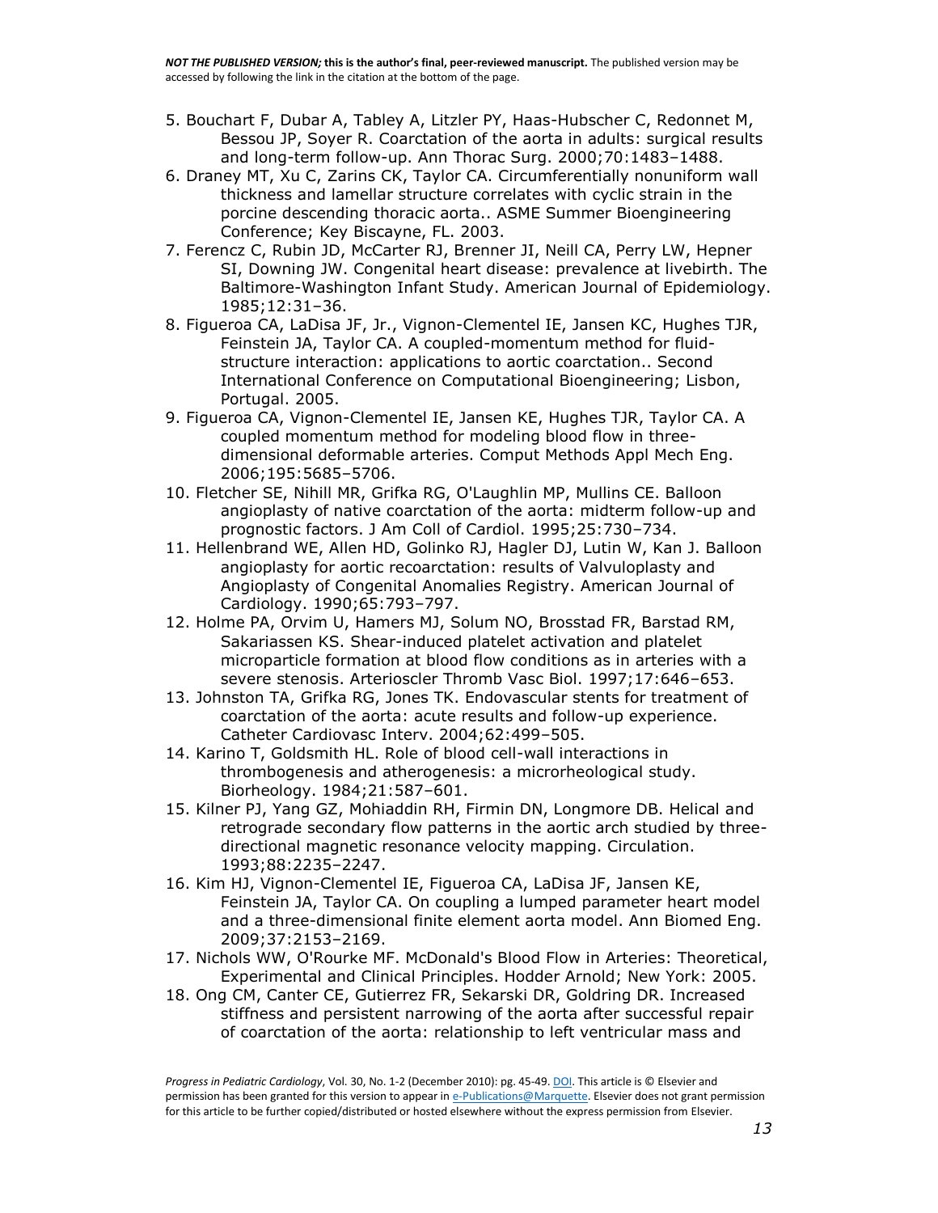5. Bouchart F, Dubar A, Tabley A, Litzler PY, Haas-Hubscher C, Redonnet M, Bessou JP, Soyer R. Coarctation of the aorta in adults: surgical results and long-term follow-up. Ann Thorac Surg. 2000;70:1483–1488.
6. Draney MT, Xu C, Zarins CK, Taylor CA. Circumferentially nonuniform wall thickness and lamellar structure correlates with cyclic strain in the porcine descending thoracic aorta.. ASME Summer Bioengineering Conference; Key Biscayne, FL. 2003.
7. Ferencz C, Rubin JD, McCarter RJ, Brenner JI, Neill CA, Perry LW, Hepner SI, Downing JW. Congenital heart disease: prevalence at livebirth. The Baltimore-Washington Infant Study. American Journal of Epidemiology. 1985;12:31–36.
8. Figueroa CA, LaDisa JF, Jr., Vignon-Clementel IE, Jansen KC, Hughes TJR, Feinstein JA, Taylor CA. A coupled-momentum method for fluid-structure interaction: applications to aortic coarctation.. Second International Conference on Computational Bioengineering; Lisbon, Portugal. 2005.
9. Figueroa CA, Vignon-Clementel IE, Jansen KE, Hughes TJR, Taylor CA. A coupled momentum method for modeling blood flow in three-dimensional deformable arteries. Comput Methods Appl Mech Eng. 2006;195:5685–5706.
10. Fletcher SE, Nihill MR, Grifka RG, O'Laughlin MP, Mullins CE. Balloon angioplasty of native coarctation of the aorta: midterm follow-up and prognostic factors. J Am Coll of Cardiol. 1995;25:730–734.
11. Hellenbrand WE, Allen HD, Golinko RJ, Hagler DJ, Lutin W, Kan J. Balloon angioplasty for aortic recoarctation: results of Valvuloplasty and Angioplasty of Congenital Anomalies Registry. American Journal of Cardiology. 1990;65:793–797.
12. Holme PA, Orvim U, Hamers MJ, Solum NO, Brosstad FR, Barstad RM, Sakariassen KS. Shear-induced platelet activation and platelet microparticle formation at blood flow conditions as in arteries with a severe stenosis. Arterioscler Thromb Vasc Biol. 1997;17:646–653.
13. Johnston TA, Grifka RG, Jones TK. Endovascular stents for treatment of coarctation of the aorta: acute results and follow-up experience. Catheter Cardiovasc Interv. 2004;62:499–505.
14. Karino T, Goldsmith HL. Role of blood cell-wall interactions in thrombogenesis and atherogenesis: a microrheological study. Biorheology. 1984;21:587–601.
15. Kilner PJ, Yang GZ, Mohiaddin RH, Firmin DN, Longmore DB. Helical and retrograde secondary flow patterns in the aortic arch studied by three-directional magnetic resonance velocity mapping. Circulation. 1993;88:2235–2247.
16. Kim HJ, Vignon-Clementel IE, Figueroa CA, LaDisa JF, Jansen KE, Feinstein JA, Taylor CA. On coupling a lumped parameter heart model and a three-dimensional finite element aorta model. Ann Biomed Eng. 2009;37:2153–2169.
17. Nichols WW, O'Rourke MF. McDonald's Blood Flow in Arteries: Theoretical, Experimental and Clinical Principles. Hodder Arnold; New York: 2005.
18. Ong CM, Canter CE, Gutierrez FR, Sekarski DR, Goldring DR. Increased stiffness and persistent narrowing of the aorta after successful repair of coarctation of the aorta: relationship to left ventricular mass and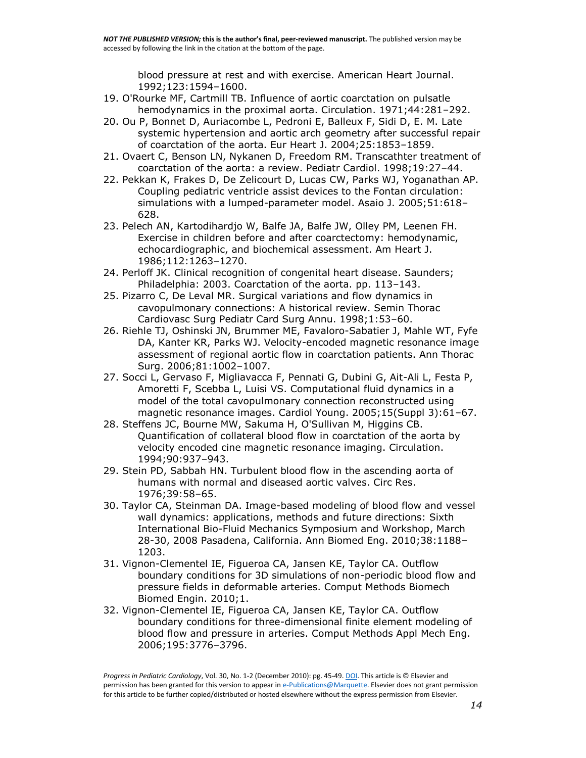blood pressure at rest and with exercise. American Heart Journal. 1992;123:1594–1600.

19. O'Rourke MF, Cartmill TB. Influence of aortic coarctation on pulsatle hemodynamics in the proximal aorta. Circulation. 1971;44:281–292.
20. Ou P, Bonnet D, Auriacombe L, Pedroni E, Balleux F, Sidi D, E. M. Late systemic hypertension and aortic arch geometry after successful repair of coarctation of the aorta. Eur Heart J. 2004;25:1853–1859.
21. Ovaert C, Benson LN, Nykanen D, Freedom RM. Transcathter treatment of coarctation of the aorta: a review. Pediatr Cardiol. 1998;19:27–44.
22. Pekkan K, Frakes D, De Zelicourt D, Lucas CW, Parks WJ, Yoganathan AP. Coupling pediatric ventricle assist devices to the Fontan circulation: simulations with a lumped-parameter model. Asaio J. 2005;51:618–628.
23. Pelech AN, Kartodihardjo W, Balfe JA, Balfe JW, Olley PM, Leenen FH. Exercise in children before and after coarctectomy: hemodynamic, echocardiographic, and biochemical assessment. Am Heart J. 1986;112:1263–1270.
24. Perloff JK. Clinical recognition of congenital heart disease. Saunders; Philadelphia: 2003. Coarctation of the aorta. pp. 113–143.
25. Pizarro C, De Leval MR. Surgical variations and flow dynamics in cavopulmonary connections: A historical review. Semin Thorac Cardiovasc Surg Pediatr Card Surg Annu. 1998;1:53–60.
26. Riehle TJ, Oshinski JN, Brummer ME, Favaloro-Sabatier J, Mahle WT, Fyfe DA, Kanter KR, Parks WJ. Velocity-encoded magnetic resonance image assessment of regional aortic flow in coarctation patients. Ann Thorac Surg. 2006;81:1002–1007.
27. Socci L, Gervaso F, Migliavacca F, Pennati G, Dubini G, Ait-Ali L, Festa P, Amoretti F, Scebba L, Luisi VS. Computational fluid dynamics in a model of the total cavopulmonary connection reconstructed using magnetic resonance images. Cardiol Young. 2005;15(Suppl 3):61–67.
28. Steffens JC, Bourne MW, Sakuma H, O'Sullivan M, Higgins CB. Quantification of collateral blood flow in coarctation of the aorta by velocity encoded cine magnetic resonance imaging. Circulation. 1994;90:937–943.
29. Stein PD, Sabbah HN. Turbulent blood flow in the ascending aorta of humans with normal and diseased aortic valves. Circ Res. 1976;39:58–65.
30. Taylor CA, Steinman DA. Image-based modeling of blood flow and vessel wall dynamics: applications, methods and future directions: Sixth International Bio-Fluid Mechanics Symposium and Workshop, March 28-30, 2008 Pasadena, California. Ann Biomed Eng. 2010;38:1188–1203.
31. Vignon-Clementel IE, Figueroa CA, Jansen KE, Taylor CA. Outflow boundary conditions for 3D simulations of non-periodic blood flow and pressure fields in deformable arteries. Comput Methods Biomech Biomed Engin. 2010;1.
32. Vignon-Clementel IE, Figueroa CA, Jansen KE, Taylor CA. Outflow boundary conditions for three-dimensional finite element modeling of blood flow and pressure in arteries. Comput Methods Appl Mech Eng. 2006;195:3776–3796.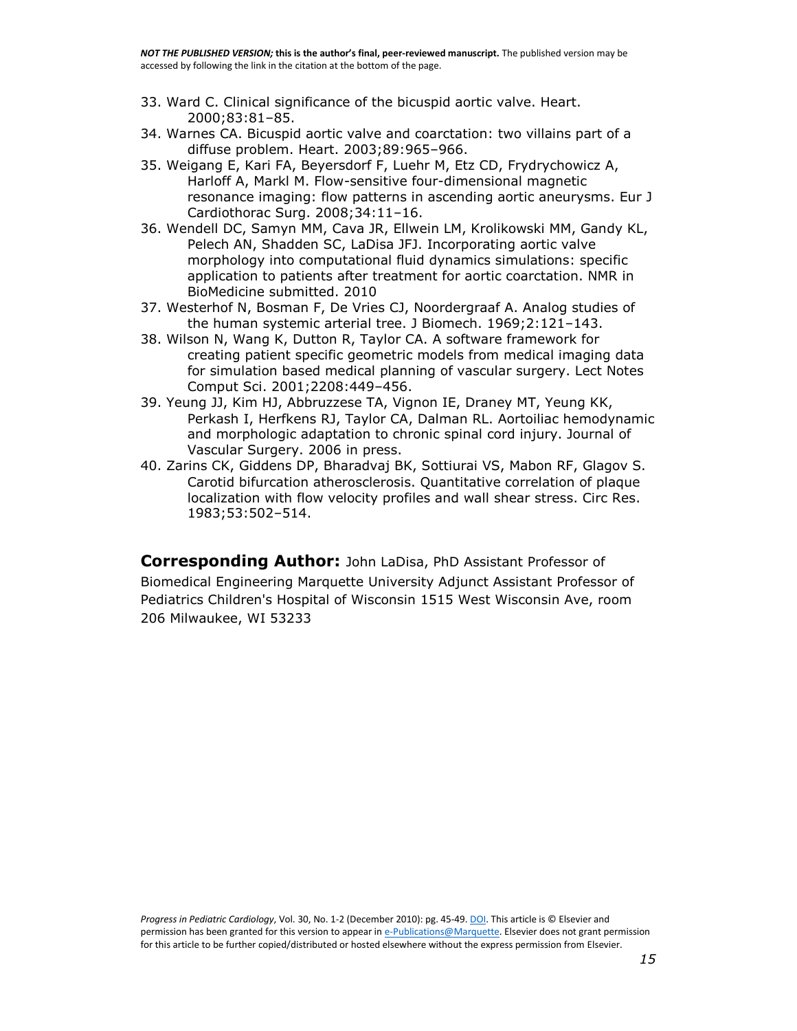33. Ward C. Clinical significance of the bicuspid aortic valve. Heart. 2000;83:81–85.
34. Warnes CA. Bicuspid aortic valve and coarctation: two villains part of a diffuse problem. Heart. 2003;89:965–966.
35. Weigang E, Kari FA, Beyersdorf F, Luehr M, Etz CD, Frydrychowicz A, Harloff A, Markl M. Flow-sensitive four-dimensional magnetic resonance imaging: flow patterns in ascending aortic aneurysms. Eur J Cardiothorac Surg. 2008;34:11–16.
36. Wendell DC, Samyn MM, Cava JR, Ellwein LM, Krolikowski MM, Gandy KL, Pelech AN, Shadden SC, LaDisa JFJ. Incorporating aortic valve morphology into computational fluid dynamics simulations: specific application to patients after treatment for aortic coarctation. NMR in BioMedicine submitted. 2010
37. Westerhof N, Bosman F, De Vries CJ, Noordergraaf A. Analog studies of the human systemic arterial tree. J Biomech. 1969;2:121–143.
38. Wilson N, Wang K, Dutton R, Taylor CA. A software framework for creating patient specific geometric models from medical imaging data for simulation based medical planning of vascular surgery. Lect Notes Comput Sci. 2001;2208:449–456.
39. Yeung JJ, Kim HJ, Abbruzzese TA, Vignon IE, Draney MT, Yeung KK, Perkash I, Herfkens RJ, Taylor CA, Dalman RL. Aortoiliac hemodynamic and morphologic adaptation to chronic spinal cord injury. Journal of Vascular Surgery. 2006 in press.
40. Zarins CK, Giddens DP, Bharadvaj BK, Sottiurai VS, Mabon RF, Glagov S. Carotid bifurcation atherosclerosis. Quantitative correlation of plaque localization with flow velocity profiles and wall shear stress. Circ Res. 1983;53:502–514.

**Corresponding Author:** John LaDisa, PhD Assistant Professor of Biomedical Engineering Marquette University Adjunct Assistant Professor of Pediatrics Children's Hospital of Wisconsin 1515 West Wisconsin Ave, room 206 Milwaukee, WI 53233